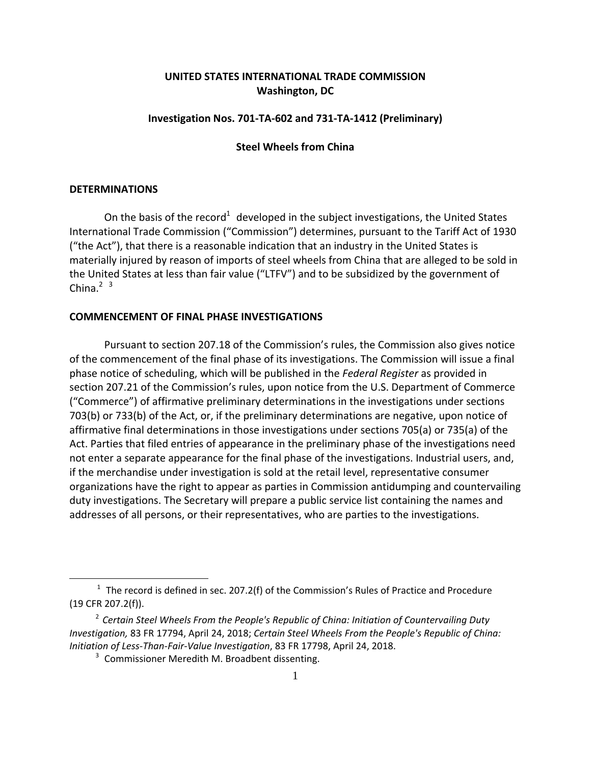**UNITED STATES INTERNATIONAL TRADE COMMISSION**
**Washington, DC**

**Investigation Nos. 701-TA-602 and 731-TA-1412 (Preliminary)**

**Steel Wheels from China**

## DETERMINATIONS

On the basis of the record[1] developed in the subject investigations, the United States International Trade Commission ("Commission") determines, pursuant to the Tariff Act of 1930 ("the Act"), that there is a reasonable indication that an industry in the United States is materially injured by reason of imports of steel wheels from China that are alleged to be sold in the United States at less than fair value ("LTFV") and to be subsidized by the government of China.[2] [3]

## COMMENCEMENT OF FINAL PHASE INVESTIGATIONS

Pursuant to section 207.18 of the Commission's rules, the Commission also gives notice of the commencement of the final phase of its investigations. The Commission will issue a final phase notice of scheduling, which will be published in the *Federal Register* as provided in section 207.21 of the Commission's rules, upon notice from the U.S. Department of Commerce ("Commerce") of affirmative preliminary determinations in the investigations under sections 703(b) or 733(b) of the Act, or, if the preliminary determinations are negative, upon notice of affirmative final determinations in those investigations under sections 705(a) or 735(a) of the Act. Parties that filed entries of appearance in the preliminary phase of the investigations need not enter a separate appearance for the final phase of the investigations. Industrial users, and, if the merchandise under investigation is sold at the retail level, representative consumer organizations have the right to appear as parties in Commission antidumping and countervailing duty investigations. The Secretary will prepare a public service list containing the names and addresses of all persons, or their representatives, who are parties to the investigations.

---

[1] The record is defined in sec. 207.2(f) of the Commission's Rules of Practice and Procedure (19 CFR 207.2(f)).

[2] *Certain Steel Wheels From the People's Republic of China: Initiation of Countervailing Duty Investigation,* 83 FR 17794, April 24, 2018; *Certain Steel Wheels From the People's Republic of China: Initiation of Less-Than-Fair-Value Investigation*, 83 FR 17798, April 24, 2018.

[3] Commissioner Meredith M. Broadbent dissenting.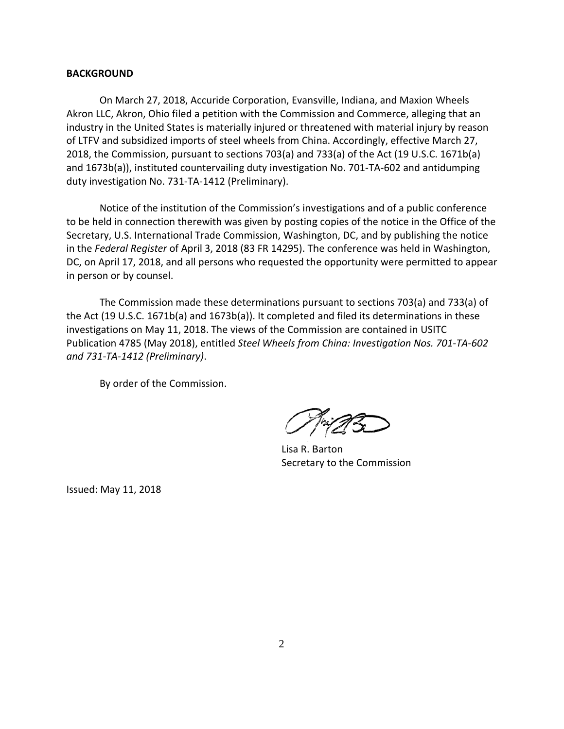**BACKGROUND**

On March 27, 2018, Accuride Corporation, Evansville, Indiana, and Maxion Wheels Akron LLC, Akron, Ohio filed a petition with the Commission and Commerce, alleging that an industry in the United States is materially injured or threatened with material injury by reason of LTFV and subsidized imports of steel wheels from China. Accordingly, effective March 27, 2018, the Commission, pursuant to sections 703(a) and 733(a) of the Act (19 U.S.C. 1671b(a) and 1673b(a)), instituted countervailing duty investigation No. 701-TA-602 and antidumping duty investigation No. 731-TA-1412 (Preliminary).

Notice of the institution of the Commission's investigations and of a public conference to be held in connection therewith was given by posting copies of the notice in the Office of the Secretary, U.S. International Trade Commission, Washington, DC, and by publishing the notice in the *Federal Register* of April 3, 2018 (83 FR 14295). The conference was held in Washington, DC, on April 17, 2018, and all persons who requested the opportunity were permitted to appear in person or by counsel.

The Commission made these determinations pursuant to sections 703(a) and 733(a) of the Act (19 U.S.C. 1671b(a) and 1673b(a)). It completed and filed its determinations in these investigations on May 11, 2018. The views of the Commission are contained in USITC Publication 4785 (May 2018), entitled *Steel Wheels from China: Investigation Nos. 701-TA-602 and 731-TA-1412 (Preliminary)*.

By order of the Commission.

Lisa R. Barton
Secretary to the Commission

Issued: May 11, 2018